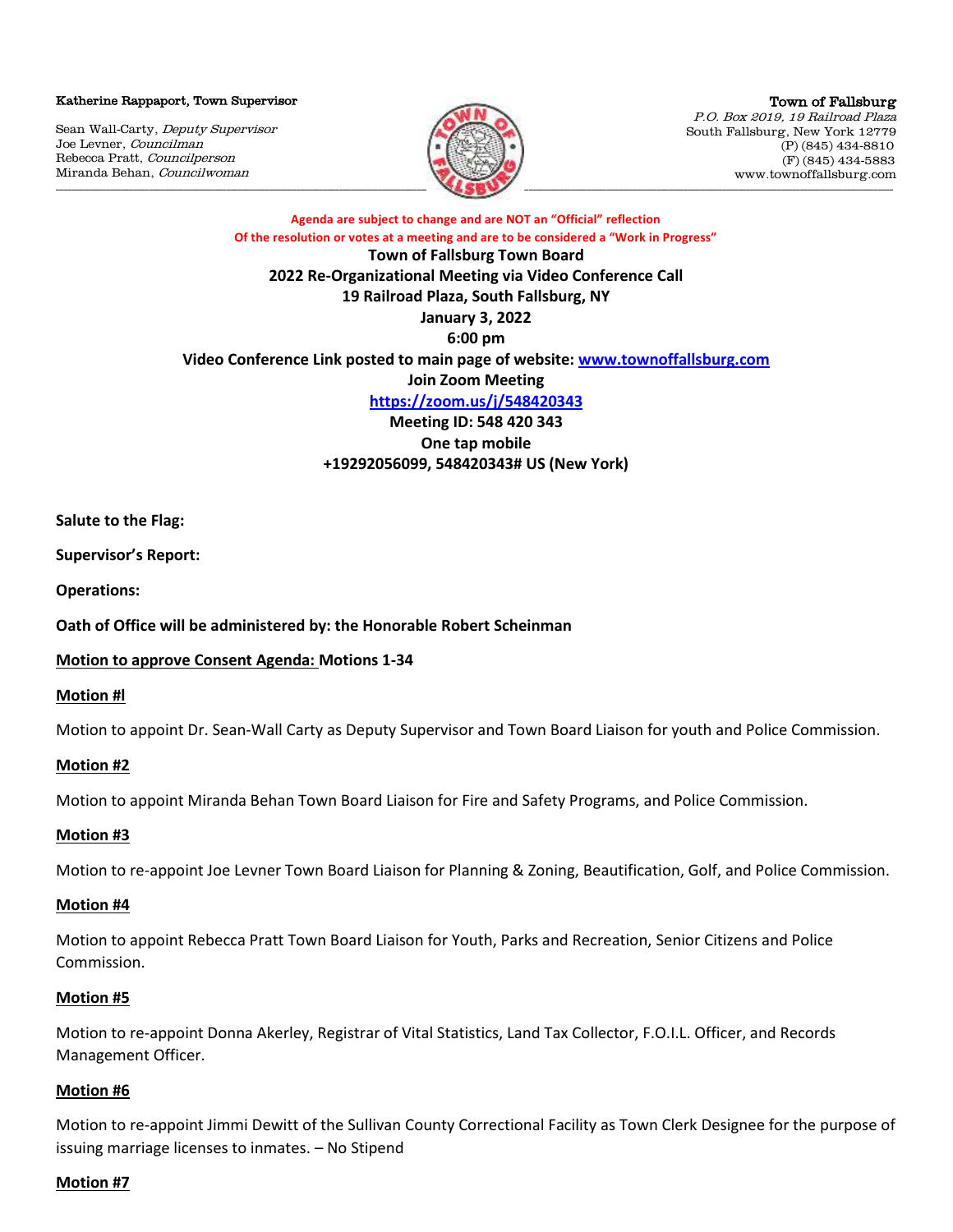Katherine Rappaport, Town Supervisor

Sean Wall-Carty, *Deputy Supervisor*
Joe Levner, *Councilman*
Rebecca Pratt, *Councilperson*
Miranda Behan, *Councilwoman*

Town of Fallsburg
*P.O. Box 2019, 19 Railroad Plaza*
South Fallsburg, New York 12779
(P) (845) 434-8810
(F) (845) 434-5883
www.townoffallsburg.com

**Agenda are subject to change and are NOT an "Official" reflection**
**Of the resolution or votes at a meeting and are to be considered a "Work in Progress"**

**Town of Fallsburg Town Board**
**2022 Re-Organizational Meeting via Video Conference Call**
**19 Railroad Plaza, South Fallsburg, NY**
**January 3, 2022**
**6:00 pm**
**Video Conference Link posted to main page of website: www.townoffallsburg.com**
**Join Zoom Meeting**
**https://zoom.us/j/548420343**
**Meeting ID: 548 420 343**
**One tap mobile**
**+19292056099, 548420343# US (New York)**

**Salute to the Flag:**

**Supervisor's Report:**

**Operations:**

**Oath of Office will be administered by: the Honorable Robert Scheinman**

**Motion to approve Consent Agenda: Motions 1-34**

**Motion #l**

Motion to appoint Dr. Sean-Wall Carty as Deputy Supervisor and Town Board Liaison for youth and Police Commission.

**Motion #2**

Motion to appoint Miranda Behan Town Board Liaison for Fire and Safety Programs, and Police Commission.

**Motion #3**

Motion to re-appoint Joe Levner Town Board Liaison for Planning & Zoning, Beautification, Golf, and Police Commission.

**Motion #4**

Motion to appoint Rebecca Pratt Town Board Liaison for Youth, Parks and Recreation, Senior Citizens and Police Commission.

**Motion #5**

Motion to re-appoint Donna Akerley, Registrar of Vital Statistics, Land Tax Collector, F.O.I.L. Officer, and Records Management Officer.

**Motion #6**

Motion to re-appoint Jimmi Dewitt of the Sullivan County Correctional Facility as Town Clerk Designee for the purpose of issuing marriage licenses to inmates. – No Stipend

**Motion #7**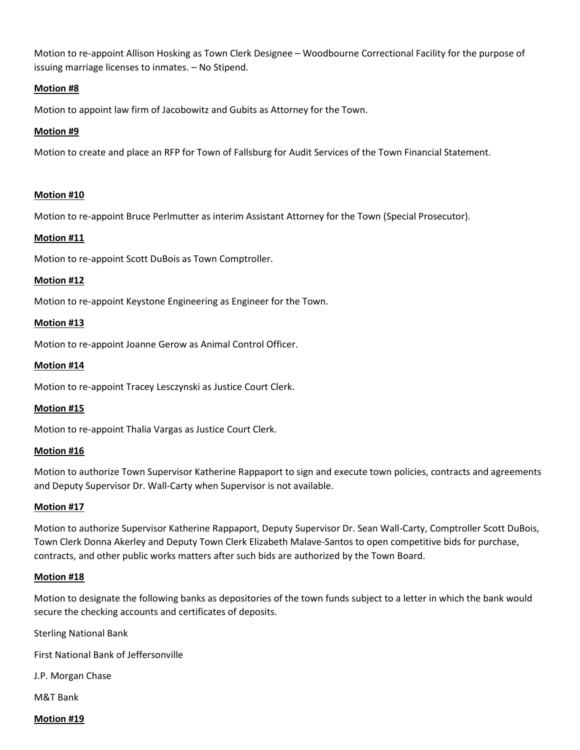Motion to re-appoint Allison Hosking as Town Clerk Designee – Woodbourne Correctional Facility for the purpose of issuing marriage licenses to inmates. – No Stipend.

**Motion #8**

Motion to appoint law firm of Jacobowitz and Gubits as Attorney for the Town.

**Motion #9**

Motion to create and place an RFP for Town of Fallsburg for Audit Services of the Town Financial Statement.

**Motion #10**

Motion to re-appoint Bruce Perlmutter as interim Assistant Attorney for the Town (Special Prosecutor).

**Motion #11**

Motion to re-appoint Scott DuBois as Town Comptroller.

**Motion #12**

Motion to re-appoint Keystone Engineering as Engineer for the Town.

**Motion #13**

Motion to re-appoint Joanne Gerow as Animal Control Officer.

**Motion #14**

Motion to re-appoint Tracey Lesczynski as Justice Court Clerk.

**Motion #15**

Motion to re-appoint Thalia Vargas as Justice Court Clerk.

**Motion #16**

Motion to authorize Town Supervisor Katherine Rappaport to sign and execute town policies, contracts and agreements and Deputy Supervisor Dr. Wall-Carty when Supervisor is not available.

**Motion #17**

Motion to authorize Supervisor Katherine Rappaport, Deputy Supervisor Dr. Sean Wall-Carty, Comptroller Scott DuBois, Town Clerk Donna Akerley and Deputy Town Clerk Elizabeth Malave-Santos to open competitive bids for purchase, contracts, and other public works matters after such bids are authorized by the Town Board.

**Motion #18**

Motion to designate the following banks as depositories of the town funds subject to a letter in which the bank would secure the checking accounts and certificates of deposits.

Sterling National Bank

First National Bank of Jeffersonville

J.P. Morgan Chase

M&T Bank

**Motion #19**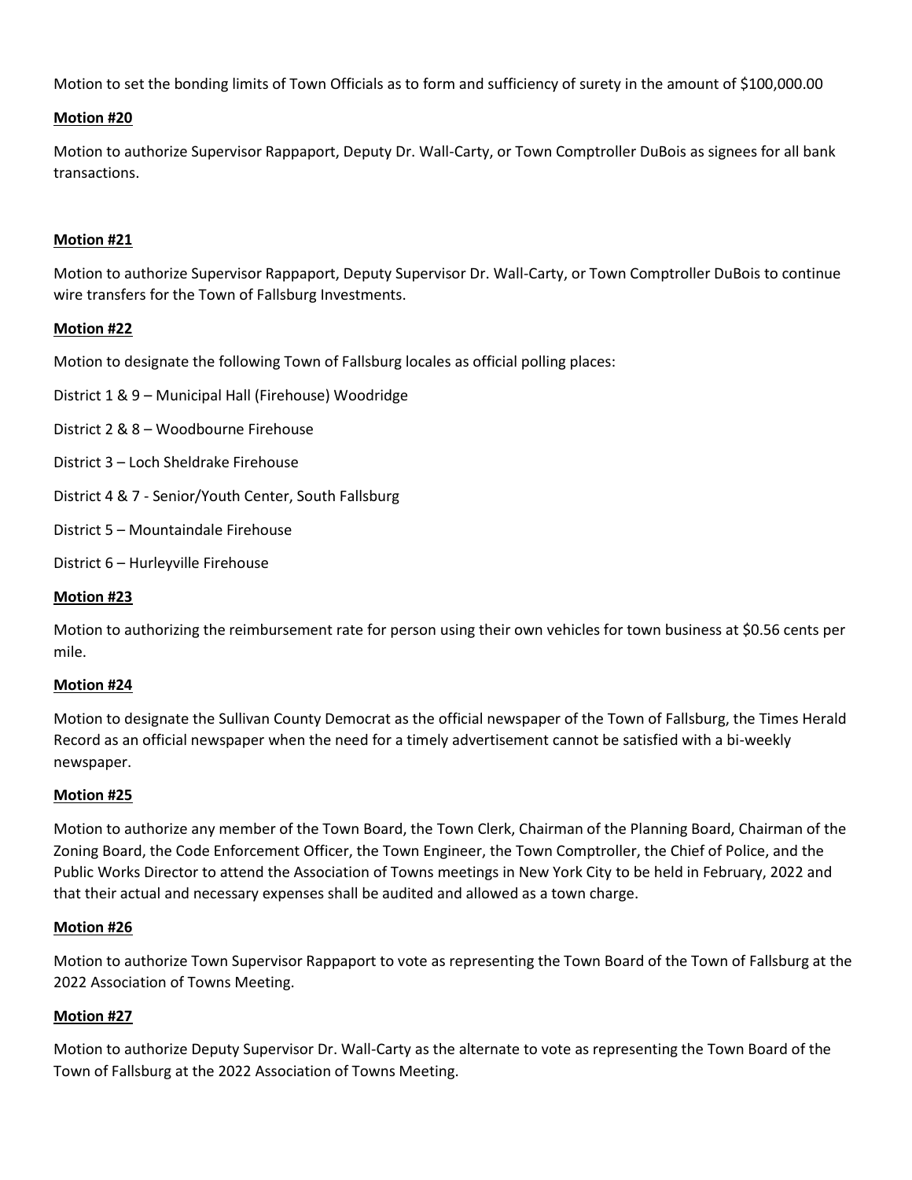Motion to set the bonding limits of Town Officials as to form and sufficiency of surety in the amount of $100,000.00

**Motion #20**

Motion to authorize Supervisor Rappaport, Deputy Dr. Wall-Carty, or Town Comptroller DuBois as signees for all bank transactions.

**Motion #21**

Motion to authorize Supervisor Rappaport, Deputy Supervisor Dr. Wall-Carty, or Town Comptroller DuBois to continue wire transfers for the Town of Fallsburg Investments.

**Motion #22**

Motion to designate the following Town of Fallsburg locales as official polling places:

District 1 & 9 – Municipal Hall (Firehouse) Woodridge

District 2 & 8 – Woodbourne Firehouse

District 3 – Loch Sheldrake Firehouse

District 4 & 7 - Senior/Youth Center, South Fallsburg

District 5 – Mountaindale Firehouse

District 6 – Hurleyville Firehouse

**Motion #23**

Motion to authorizing the reimbursement rate for person using their own vehicles for town business at $0.56 cents per mile.

**Motion #24**

Motion to designate the Sullivan County Democrat as the official newspaper of the Town of Fallsburg, the Times Herald Record as an official newspaper when the need for a timely advertisement cannot be satisfied with a bi-weekly newspaper.

**Motion #25**

Motion to authorize any member of the Town Board, the Town Clerk, Chairman of the Planning Board, Chairman of the Zoning Board, the Code Enforcement Officer, the Town Engineer, the Town Comptroller, the Chief of Police, and the Public Works Director to attend the Association of Towns meetings in New York City to be held in February, 2022 and that their actual and necessary expenses shall be audited and allowed as a town charge.

**Motion #26**

Motion to authorize Town Supervisor Rappaport to vote as representing the Town Board of the Town of Fallsburg at the 2022 Association of Towns Meeting.

**Motion #27**

Motion to authorize Deputy Supervisor Dr. Wall-Carty as the alternate to vote as representing the Town Board of the Town of Fallsburg at the 2022 Association of Towns Meeting.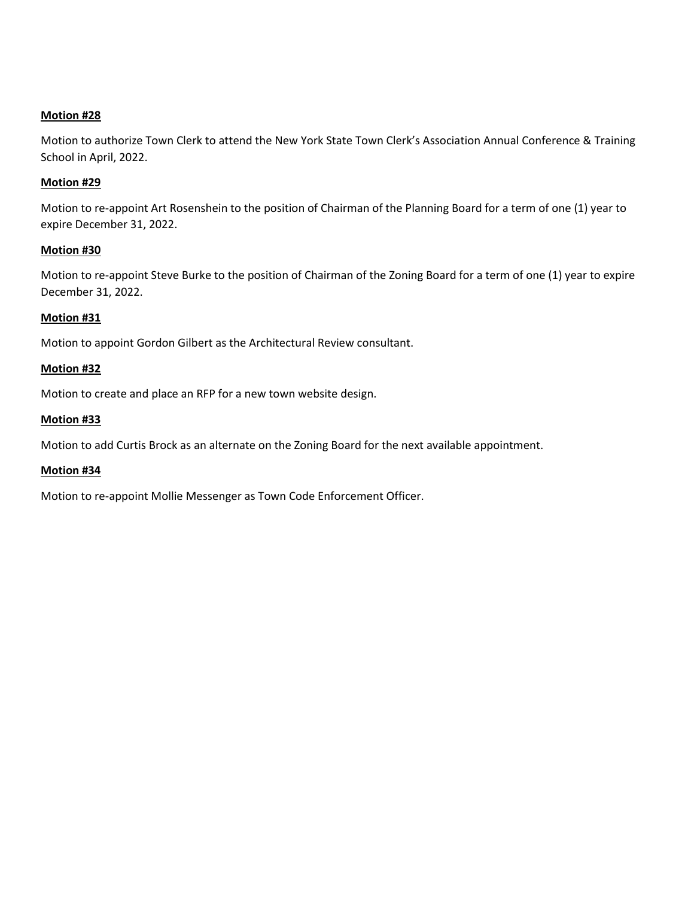**Motion #28**

Motion to authorize Town Clerk to attend the New York State Town Clerk's Association Annual Conference & Training School in April, 2022.

**Motion #29**

Motion to re-appoint Art Rosenshein to the position of Chairman of the Planning Board for a term of one (1) year to expire December 31, 2022.

**Motion #30**

Motion to re-appoint Steve Burke to the position of Chairman of the Zoning Board for a term of one (1) year to expire December 31, 2022.

**Motion #31**

Motion to appoint Gordon Gilbert as the Architectural Review consultant.

**Motion #32**

Motion to create and place an RFP for a new town website design.

**Motion #33**

Motion to add Curtis Brock as an alternate on the Zoning Board for the next available appointment.

**Motion #34**

Motion to re-appoint Mollie Messenger as Town Code Enforcement Officer.